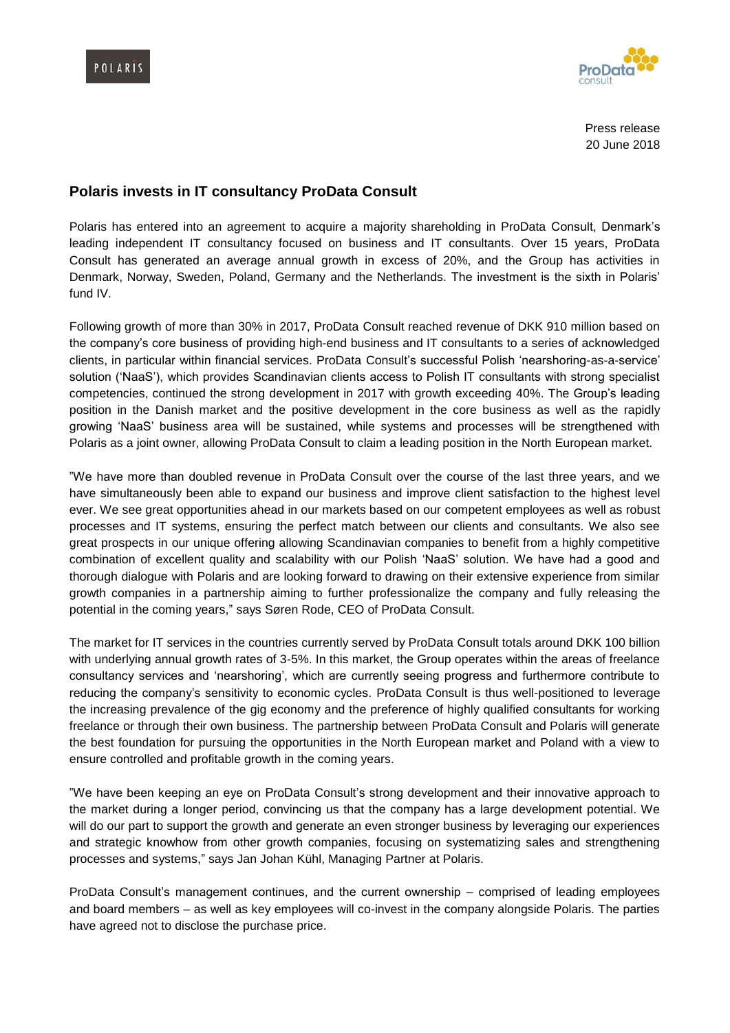Press release
20 June 2018

## Polaris invests in IT consultancy ProData Consult

Polaris has entered into an agreement to acquire a majority shareholding in ProData Consult, Denmark's leading independent IT consultancy focused on business and IT consultants. Over 15 years, ProData Consult has generated an average annual growth in excess of 20%, and the Group has activities in Denmark, Norway, Sweden, Poland, Germany and the Netherlands. The investment is the sixth in Polaris' fund IV.

Following growth of more than 30% in 2017, ProData Consult reached revenue of DKK 910 million based on the company's core business of providing high-end business and IT consultants to a series of acknowledged clients, in particular within financial services. ProData Consult's successful Polish 'nearshoring-as-a-service' solution ('NaaS'), which provides Scandinavian clients access to Polish IT consultants with strong specialist competencies, continued the strong development in 2017 with growth exceeding 40%. The Group's leading position in the Danish market and the positive development in the core business as well as the rapidly growing 'NaaS' business area will be sustained, while systems and processes will be strengthened with Polaris as a joint owner, allowing ProData Consult to claim a leading position in the North European market.

"We have more than doubled revenue in ProData Consult over the course of the last three years, and we have simultaneously been able to expand our business and improve client satisfaction to the highest level ever. We see great opportunities ahead in our markets based on our competent employees as well as robust processes and IT systems, ensuring the perfect match between our clients and consultants. We also see great prospects in our unique offering allowing Scandinavian companies to benefit from a highly competitive combination of excellent quality and scalability with our Polish 'NaaS' solution. We have had a good and thorough dialogue with Polaris and are looking forward to drawing on their extensive experience from similar growth companies in a partnership aiming to further professionalize the company and fully releasing the potential in the coming years," says Søren Rode, CEO of ProData Consult.

The market for IT services in the countries currently served by ProData Consult totals around DKK 100 billion with underlying annual growth rates of 3-5%. In this market, the Group operates within the areas of freelance consultancy services and 'nearshoring', which are currently seeing progress and furthermore contribute to reducing the company's sensitivity to economic cycles. ProData Consult is thus well-positioned to leverage the increasing prevalence of the gig economy and the preference of highly qualified consultants for working freelance or through their own business. The partnership between ProData Consult and Polaris will generate the best foundation for pursuing the opportunities in the North European market and Poland with a view to ensure controlled and profitable growth in the coming years.

"We have been keeping an eye on ProData Consult's strong development and their innovative approach to the market during a longer period, convincing us that the company has a large development potential. We will do our part to support the growth and generate an even stronger business by leveraging our experiences and strategic knowhow from other growth companies, focusing on systematizing sales and strengthening processes and systems," says Jan Johan Kühl, Managing Partner at Polaris.

ProData Consult's management continues, and the current ownership – comprised of leading employees and board members – as well as key employees will co-invest in the company alongside Polaris. The parties have agreed not to disclose the purchase price.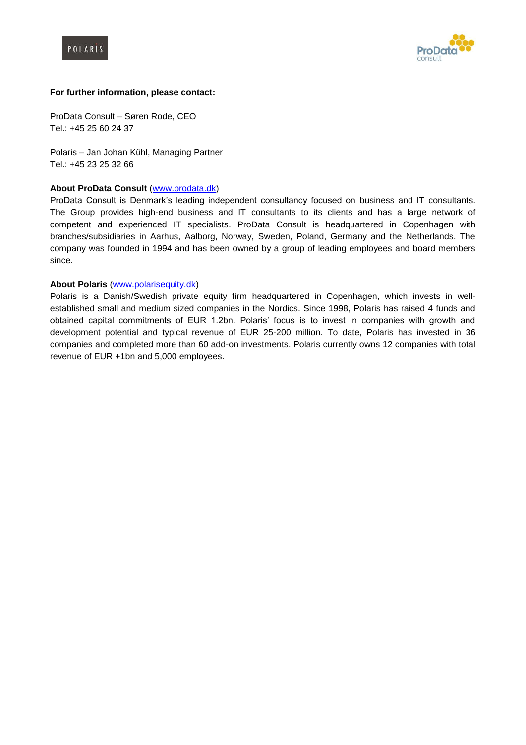**For further information, please contact:**

ProData Consult – Søren Rode, CEO
Tel.: +45 25 60 24 37

Polaris – Jan Johan Kühl, Managing Partner
Tel.: +45 23 25 32 66

**About ProData Consult** (www.prodata.dk)
ProData Consult is Denmark's leading independent consultancy focused on business and IT consultants. The Group provides high-end business and IT consultants to its clients and has a large network of competent and experienced IT specialists. ProData Consult is headquartered in Copenhagen with branches/subsidiaries in Aarhus, Aalborg, Norway, Sweden, Poland, Germany and the Netherlands. The company was founded in 1994 and has been owned by a group of leading employees and board members since.

**About Polaris** (www.polarisequity.dk)
Polaris is a Danish/Swedish private equity firm headquartered in Copenhagen, which invests in well-established small and medium sized companies in the Nordics. Since 1998, Polaris has raised 4 funds and obtained capital commitments of EUR 1.2bn. Polaris' focus is to invest in companies with growth and development potential and typical revenue of EUR 25-200 million. To date, Polaris has invested in 36 companies and completed more than 60 add-on investments. Polaris currently owns 12 companies with total revenue of EUR +1bn and 5,000 employees.